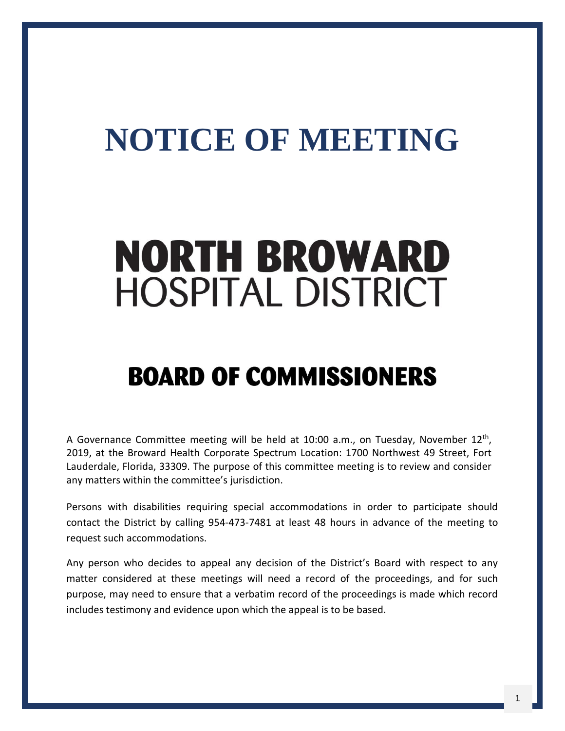# NOTICE OF MEETING

# NORTH BROWARD
## HOSPITAL DISTRICT

## BOARD OF COMMISSIONERS

A Governance Committee meeting will be held at 10:00 a.m., on Tuesday, November 12th, 2019, at the Broward Health Corporate Spectrum Location: 1700 Northwest 49 Street, Fort Lauderdale, Florida, 33309. The purpose of this committee meeting is to review and consider any matters within the committee's jurisdiction.

Persons with disabilities requiring special accommodations in order to participate should contact the District by calling 954-473-7481 at least 48 hours in advance of the meeting to request such accommodations.

Any person who decides to appeal any decision of the District's Board with respect to any matter considered at these meetings will need a record of the proceedings, and for such purpose, may need to ensure that a verbatim record of the proceedings is made which record includes testimony and evidence upon which the appeal is to be based.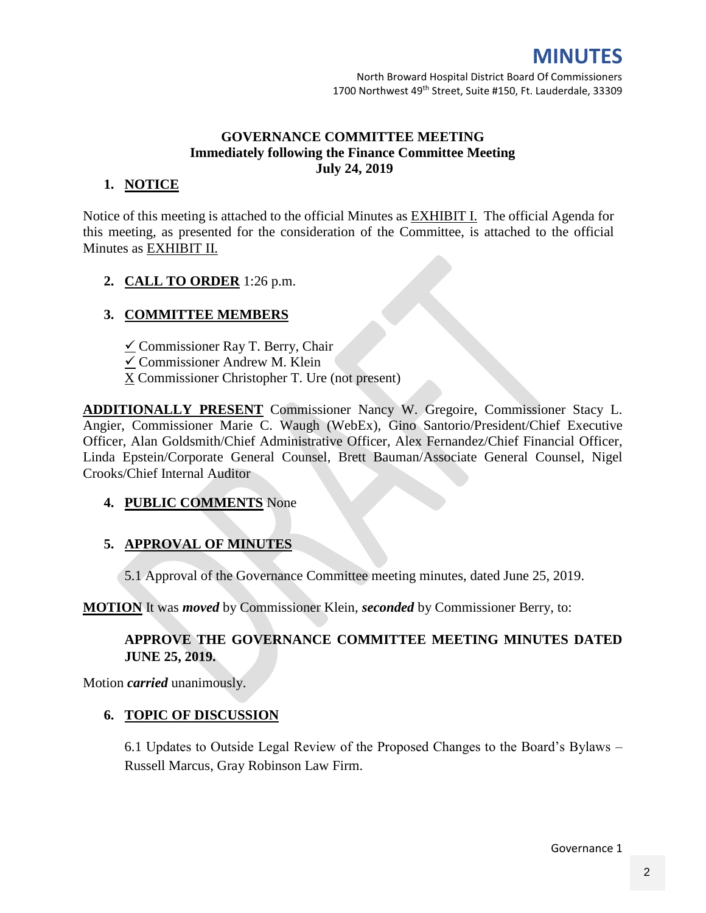# MINUTES

North Broward Hospital District Board Of Commissioners
1700 Northwest 49th Street, Suite #150, Ft. Lauderdale, 33309

**GOVERNANCE COMMITTEE MEETING**
**Immediately following the Finance Committee Meeting**
**July 24, 2019**

## 1. NOTICE

Notice of this meeting is attached to the official Minutes as EXHIBIT I. The official Agenda for this meeting, as presented for the consideration of the Committee, is attached to the official Minutes as EXHIBIT II.

## 2. CALL TO ORDER 1:26 p.m.

## 3. COMMITTEE MEMBERS

✓ Commissioner Ray T. Berry, Chair
✓ Commissioner Andrew M. Klein
X Commissioner Christopher T. Ure (not present)

**ADDITIONALLY PRESENT** Commissioner Nancy W. Gregoire, Commissioner Stacy L. Angier, Commissioner Marie C. Waugh (WebEx), Gino Santorio/President/Chief Executive Officer, Alan Goldsmith/Chief Administrative Officer, Alex Fernandez/Chief Financial Officer, Linda Epstein/Corporate General Counsel, Brett Bauman/Associate General Counsel, Nigel Crooks/Chief Internal Auditor

## 4. PUBLIC COMMENTS None

## 5. APPROVAL OF MINUTES

5.1 Approval of the Governance Committee meeting minutes, dated June 25, 2019.

**MOTION** It was ***moved*** by Commissioner Klein, ***seconded*** by Commissioner Berry, to:

**APPROVE THE GOVERNANCE COMMITTEE MEETING MINUTES DATED JUNE 25, 2019.**

Motion ***carried*** unanimously.

## 6. TOPIC OF DISCUSSION

6.1 Updates to Outside Legal Review of the Proposed Changes to the Board's Bylaws – Russell Marcus, Gray Robinson Law Firm.

Governance 1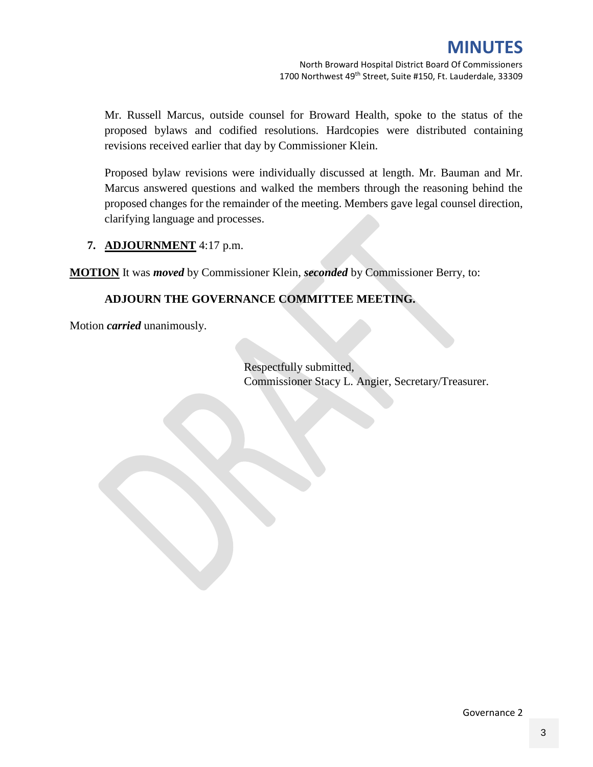Mr. Russell Marcus, outside counsel for Broward Health, spoke to the status of the proposed bylaws and codified resolutions. Hardcopies were distributed containing revisions received earlier that day by Commissioner Klein.

Proposed bylaw revisions were individually discussed at length. Mr. Bauman and Mr. Marcus answered questions and walked the members through the reasoning behind the proposed changes for the remainder of the meeting. Members gave legal counsel direction, clarifying language and processes.

**7. ADJOURNMENT** 4:17 p.m.

**MOTION** It was ***moved*** by Commissioner Klein, ***seconded*** by Commissioner Berry, to:

**ADJOURN THE GOVERNANCE COMMITTEE MEETING.**

Motion ***carried*** unanimously.

Respectfully submitted,
Commissioner Stacy L. Angier, Secretary/Treasurer.

Governance 2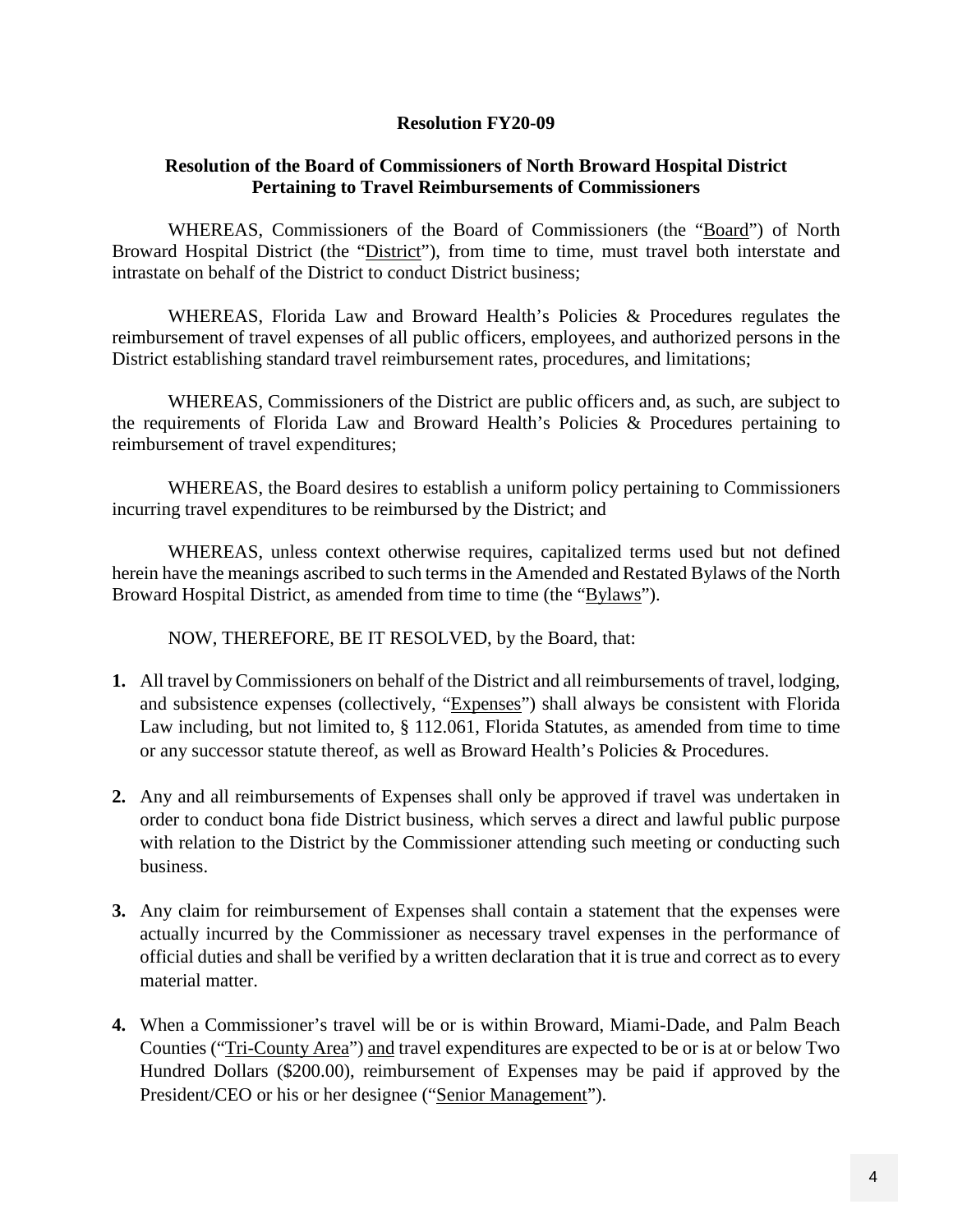**Resolution FY20-09**

**Resolution of the Board of Commissioners of North Broward Hospital District Pertaining to Travel Reimbursements of Commissioners**

WHEREAS, Commissioners of the Board of Commissioners (the "Board") of North Broward Hospital District (the "District"), from time to time, must travel both interstate and intrastate on behalf of the District to conduct District business;

WHEREAS, Florida Law and Broward Health's Policies & Procedures regulates the reimbursement of travel expenses of all public officers, employees, and authorized persons in the District establishing standard travel reimbursement rates, procedures, and limitations;

WHEREAS, Commissioners of the District are public officers and, as such, are subject to the requirements of Florida Law and Broward Health's Policies & Procedures pertaining to reimbursement of travel expenditures;

WHEREAS, the Board desires to establish a uniform policy pertaining to Commissioners incurring travel expenditures to be reimbursed by the District; and

WHEREAS, unless context otherwise requires, capitalized terms used but not defined herein have the meanings ascribed to such terms in the Amended and Restated Bylaws of the North Broward Hospital District, as amended from time to time (the "Bylaws").

NOW, THEREFORE, BE IT RESOLVED, by the Board, that:

**1.** All travel by Commissioners on behalf of the District and all reimbursements of travel, lodging, and subsistence expenses (collectively, "Expenses") shall always be consistent with Florida Law including, but not limited to, § 112.061, Florida Statutes, as amended from time to time or any successor statute thereof, as well as Broward Health's Policies & Procedures.

**2.** Any and all reimbursements of Expenses shall only be approved if travel was undertaken in order to conduct bona fide District business, which serves a direct and lawful public purpose with relation to the District by the Commissioner attending such meeting or conducting such business.

**3.** Any claim for reimbursement of Expenses shall contain a statement that the expenses were actually incurred by the Commissioner as necessary travel expenses in the performance of official duties and shall be verified by a written declaration that it is true and correct as to every material matter.

**4.** When a Commissioner's travel will be or is within Broward, Miami-Dade, and Palm Beach Counties ("Tri-County Area") and travel expenditures are expected to be or is at or below Two Hundred Dollars ($200.00), reimbursement of Expenses may be paid if approved by the President/CEO or his or her designee ("Senior Management").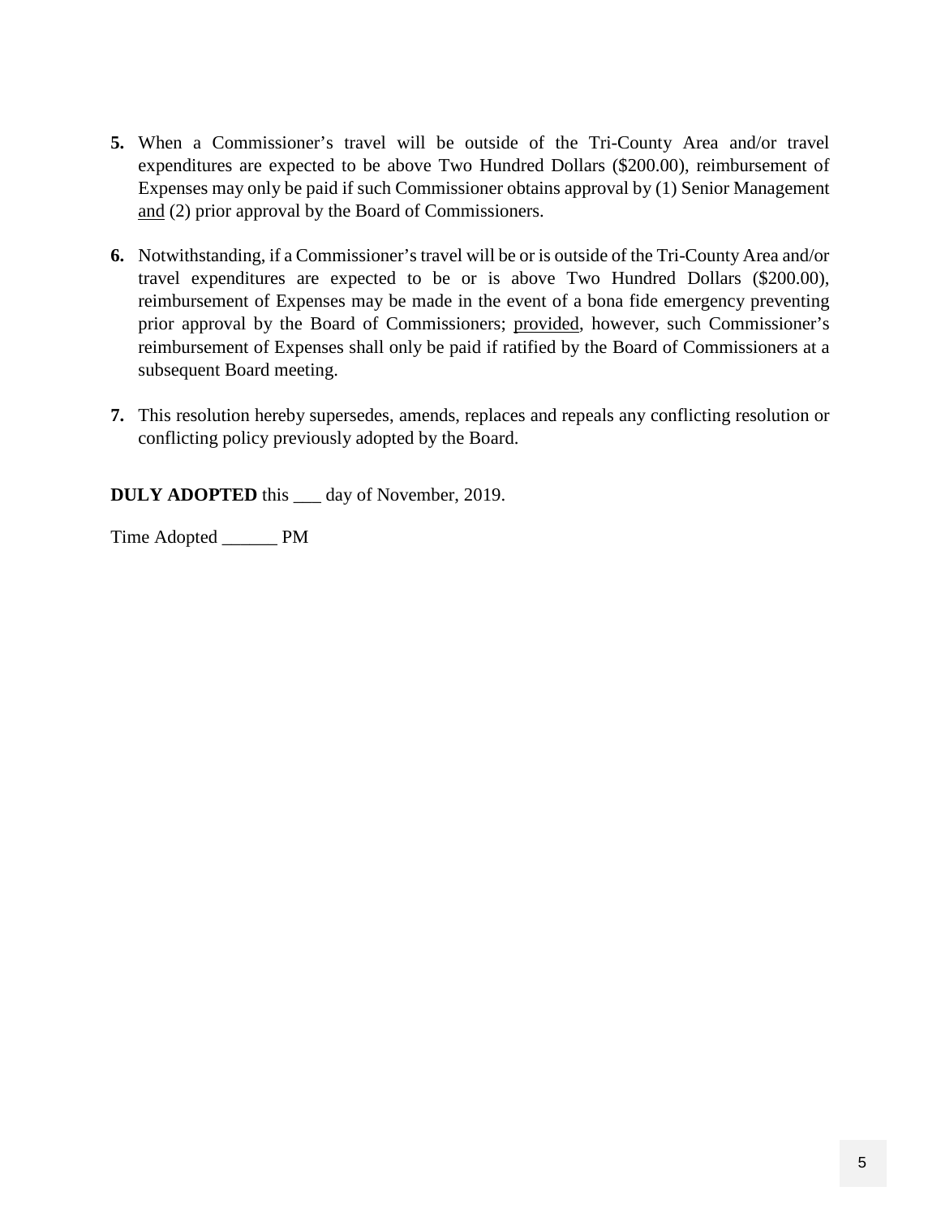**5.** When a Commissioner's travel will be outside of the Tri-County Area and/or travel expenditures are expected to be above Two Hundred Dollars ($200.00), reimbursement of Expenses may only be paid if such Commissioner obtains approval by (1) Senior Management <u>and</u> (2) prior approval by the Board of Commissioners.

**6.** Notwithstanding, if a Commissioner's travel will be or is outside of the Tri-County Area and/or travel expenditures are expected to be or is above Two Hundred Dollars ($200.00), reimbursement of Expenses may be made in the event of a bona fide emergency preventing prior approval by the Board of Commissioners; <u>provided</u>, however, such Commissioner's reimbursement of Expenses shall only be paid if ratified by the Board of Commissioners at a subsequent Board meeting.

**7.** This resolution hereby supersedes, amends, replaces and repeals any conflicting resolution or conflicting policy previously adopted by the Board.

**DULY ADOPTED** this ___ day of November, 2019.

Time Adopted ______ PM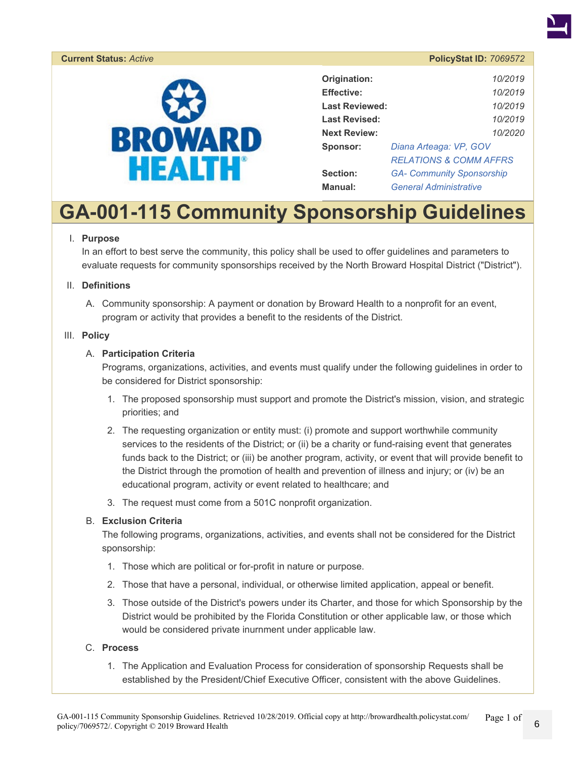**Current Status:** *Active* | **PolicyStat ID:** *7069572*

| | |
|---|---|
| **Origination:** | *10/2019* |
| **Effective:** | *10/2019* |
| **Last Reviewed:** | *10/2019* |
| **Last Revised:** | *10/2019* |
| **Next Review:** | *10/2020* |
| **Sponsor:** | *Diana Arteaga: VP, GOV RELATIONS & COMM AFFRS* |
| **Section:** | *GA- Community Sponsorship* |
| **Manual:** | *General Administrative* |

# GA-001-115 Community Sponsorship Guidelines

I. **Purpose**
In an effort to best serve the community, this policy shall be used to offer guidelines and parameters to evaluate requests for community sponsorships received by the North Broward Hospital District ("District").

II. **Definitions**

A. Community sponsorship: A payment or donation by Broward Health to a nonprofit for an event, program or activity that provides a benefit to the residents of the District.

III. **Policy**

A. **Participation Criteria**
Programs, organizations, activities, and events must qualify under the following guidelines in order to be considered for District sponsorship:

1. The proposed sponsorship must support and promote the District's mission, vision, and strategic priorities; and
2. The requesting organization or entity must: (i) promote and support worthwhile community services to the residents of the District; or (ii) be a charity or fund-raising event that generates funds back to the District; or (iii) be another program, activity, or event that will provide benefit to the District through the promotion of health and prevention of illness and injury; or (iv) be an educational program, activity or event related to healthcare; and
3. The request must come from a 501C nonprofit organization.

B. **Exclusion Criteria**
The following programs, organizations, activities, and events shall not be considered for the District sponsorship:

1. Those which are political or for-profit in nature or purpose.
2. Those that have a personal, individual, or otherwise limited application, appeal or benefit.
3. Those outside of the District's powers under its Charter, and those for which Sponsorship by the District would be prohibited by the Florida Constitution or other applicable law, or those which would be considered private inurnment under applicable law.

C. **Process**

1. The Application and Evaluation Process for consideration of sponsorship Requests shall be established by the President/Chief Executive Officer, consistent with the above Guidelines.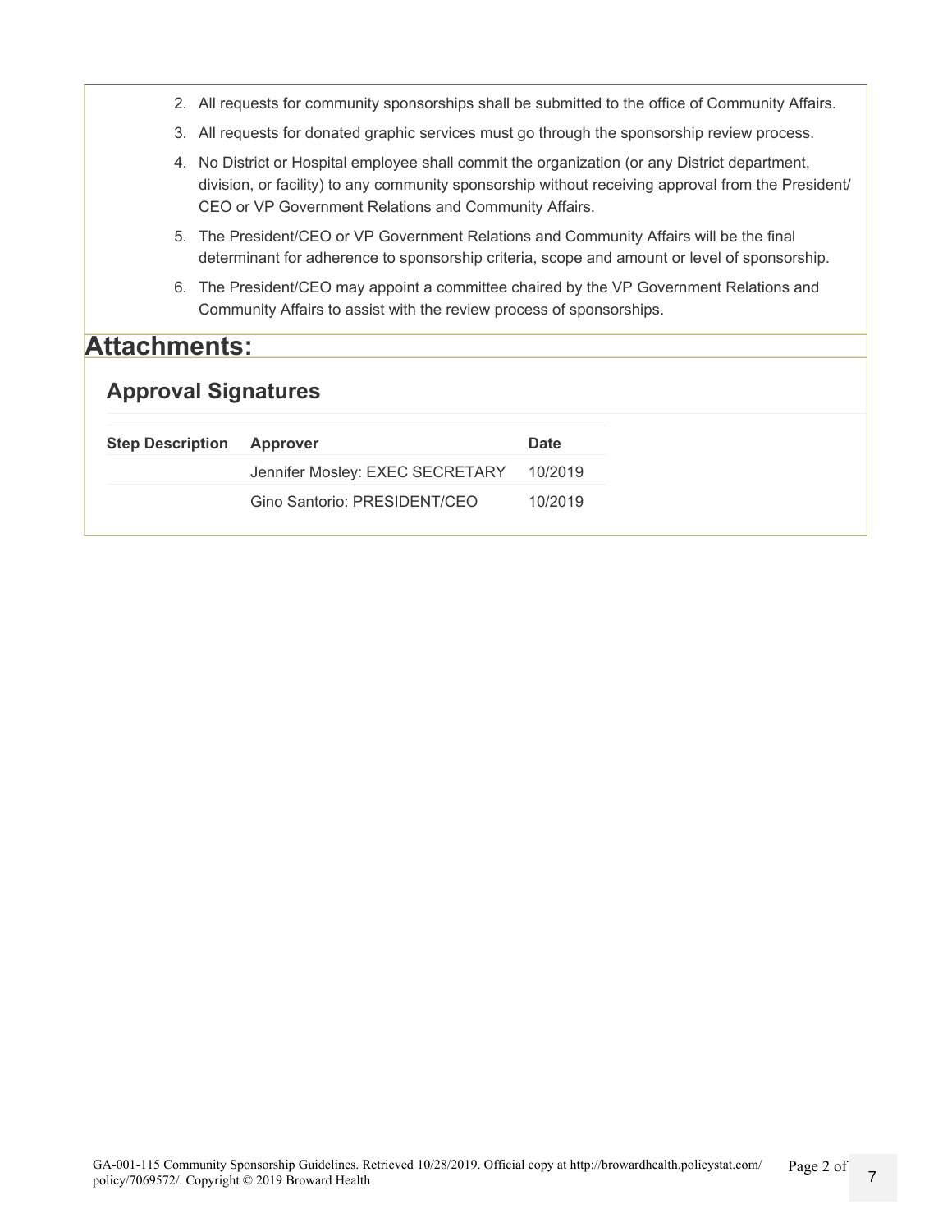2. All requests for community sponsorships shall be submitted to the office of Community Affairs.
3. All requests for donated graphic services must go through the sponsorship review process.
4. No District or Hospital employee shall commit the organization (or any District department, division, or facility) to any community sponsorship without receiving approval from the President/CEO or VP Government Relations and Community Affairs.
5. The President/CEO or VP Government Relations and Community Affairs will be the final determinant for adherence to sponsorship criteria, scope and amount or level of sponsorship.
6. The President/CEO may appoint a committee chaired by the VP Government Relations and Community Affairs to assist with the review process of sponsorships.

# Attachments:

## Approval Signatures

| Step Description | Approver | Date |
| --- | --- | --- |
| | Jennifer Mosley: EXEC SECRETARY | 10/2019 |
| | Gino Santorio: PRESIDENT/CEO | 10/2019 |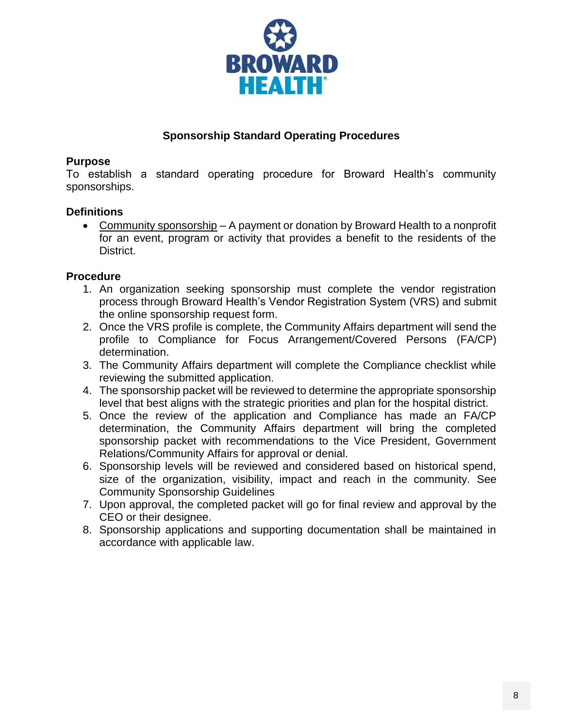# Sponsorship Standard Operating Procedures

## Purpose

To establish a standard operating procedure for Broward Health's community sponsorships.

## Definitions

- Community sponsorship – A payment or donation by Broward Health to a nonprofit for an event, program or activity that provides a benefit to the residents of the District.

## Procedure

1. An organization seeking sponsorship must complete the vendor registration process through Broward Health's Vendor Registration System (VRS) and submit the online sponsorship request form.
2. Once the VRS profile is complete, the Community Affairs department will send the profile to Compliance for Focus Arrangement/Covered Persons (FA/CP) determination.
3. The Community Affairs department will complete the Compliance checklist while reviewing the submitted application.
4. The sponsorship packet will be reviewed to determine the appropriate sponsorship level that best aligns with the strategic priorities and plan for the hospital district.
5. Once the review of the application and Compliance has made an FA/CP determination, the Community Affairs department will bring the completed sponsorship packet with recommendations to the Vice President, Government Relations/Community Affairs for approval or denial.
6. Sponsorship levels will be reviewed and considered based on historical spend, size of the organization, visibility, impact and reach in the community. See Community Sponsorship Guidelines
7. Upon approval, the completed packet will go for final review and approval by the CEO or their designee.
8. Sponsorship applications and supporting documentation shall be maintained in accordance with applicable law.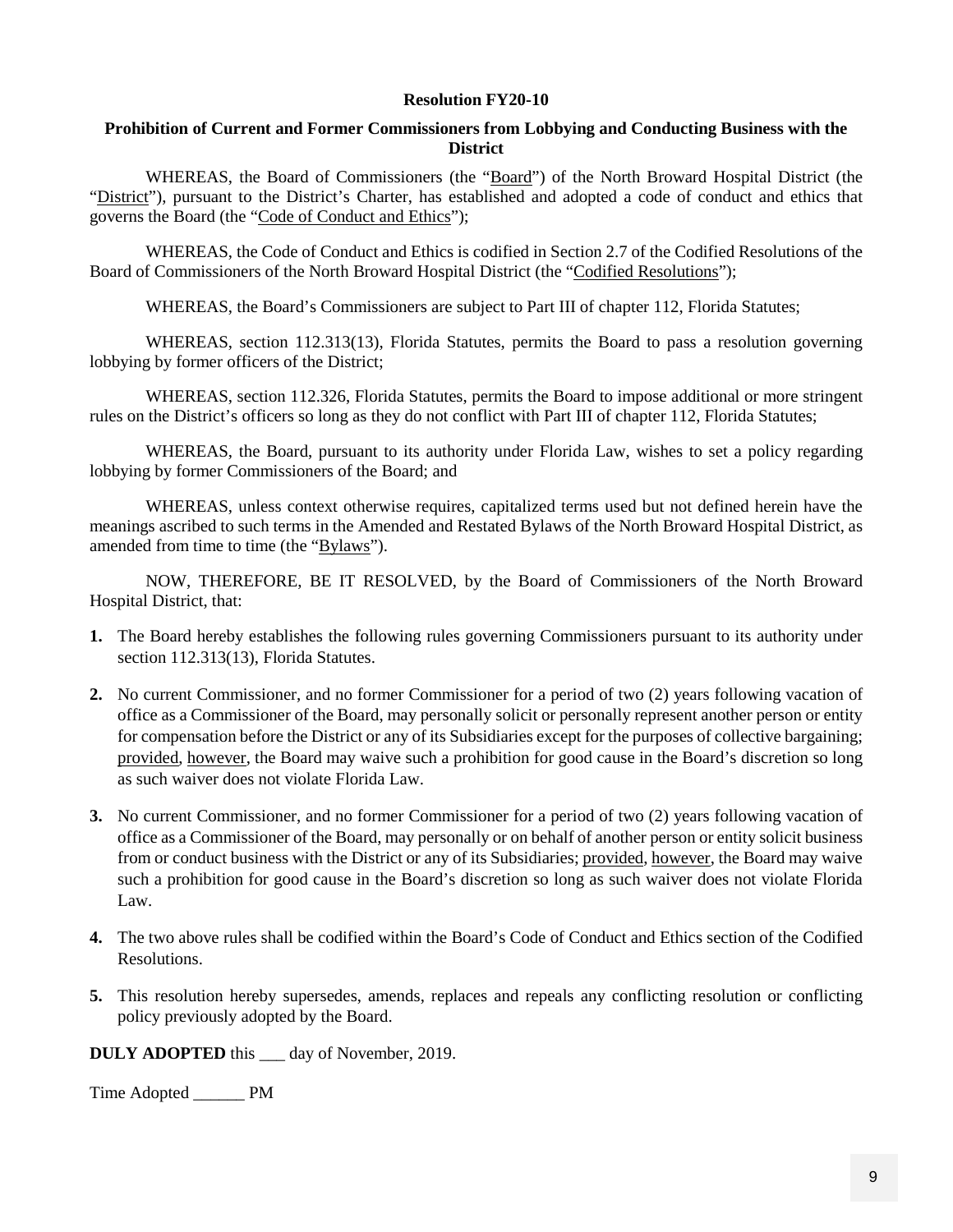**Resolution FY20-10**

**Prohibition of Current and Former Commissioners from Lobbying and Conducting Business with the District**

WHEREAS, the Board of Commissioners (the "Board") of the North Broward Hospital District (the "District"), pursuant to the District's Charter, has established and adopted a code of conduct and ethics that governs the Board (the "Code of Conduct and Ethics");

WHEREAS, the Code of Conduct and Ethics is codified in Section 2.7 of the Codified Resolutions of the Board of Commissioners of the North Broward Hospital District (the "Codified Resolutions");

WHEREAS, the Board's Commissioners are subject to Part III of chapter 112, Florida Statutes;

WHEREAS, section 112.313(13), Florida Statutes, permits the Board to pass a resolution governing lobbying by former officers of the District;

WHEREAS, section 112.326, Florida Statutes, permits the Board to impose additional or more stringent rules on the District's officers so long as they do not conflict with Part III of chapter 112, Florida Statutes;

WHEREAS, the Board, pursuant to its authority under Florida Law, wishes to set a policy regarding lobbying by former Commissioners of the Board; and

WHEREAS, unless context otherwise requires, capitalized terms used but not defined herein have the meanings ascribed to such terms in the Amended and Restated Bylaws of the North Broward Hospital District, as amended from time to time (the "Bylaws").

NOW, THEREFORE, BE IT RESOLVED, by the Board of Commissioners of the North Broward Hospital District, that:

**1.** The Board hereby establishes the following rules governing Commissioners pursuant to its authority under section 112.313(13), Florida Statutes.

**2.** No current Commissioner, and no former Commissioner for a period of two (2) years following vacation of office as a Commissioner of the Board, may personally solicit or personally represent another person or entity for compensation before the District or any of its Subsidiaries except for the purposes of collective bargaining; provided, however, the Board may waive such a prohibition for good cause in the Board's discretion so long as such waiver does not violate Florida Law.

**3.** No current Commissioner, and no former Commissioner for a period of two (2) years following vacation of office as a Commissioner of the Board, may personally or on behalf of another person or entity solicit business from or conduct business with the District or any of its Subsidiaries; provided, however, the Board may waive such a prohibition for good cause in the Board's discretion so long as such waiver does not violate Florida Law.

**4.** The two above rules shall be codified within the Board's Code of Conduct and Ethics section of the Codified Resolutions.

**5.** This resolution hereby supersedes, amends, replaces and repeals any conflicting resolution or conflicting policy previously adopted by the Board.

**DULY ADOPTED** this ___ day of November, 2019.

Time Adopted ______ PM